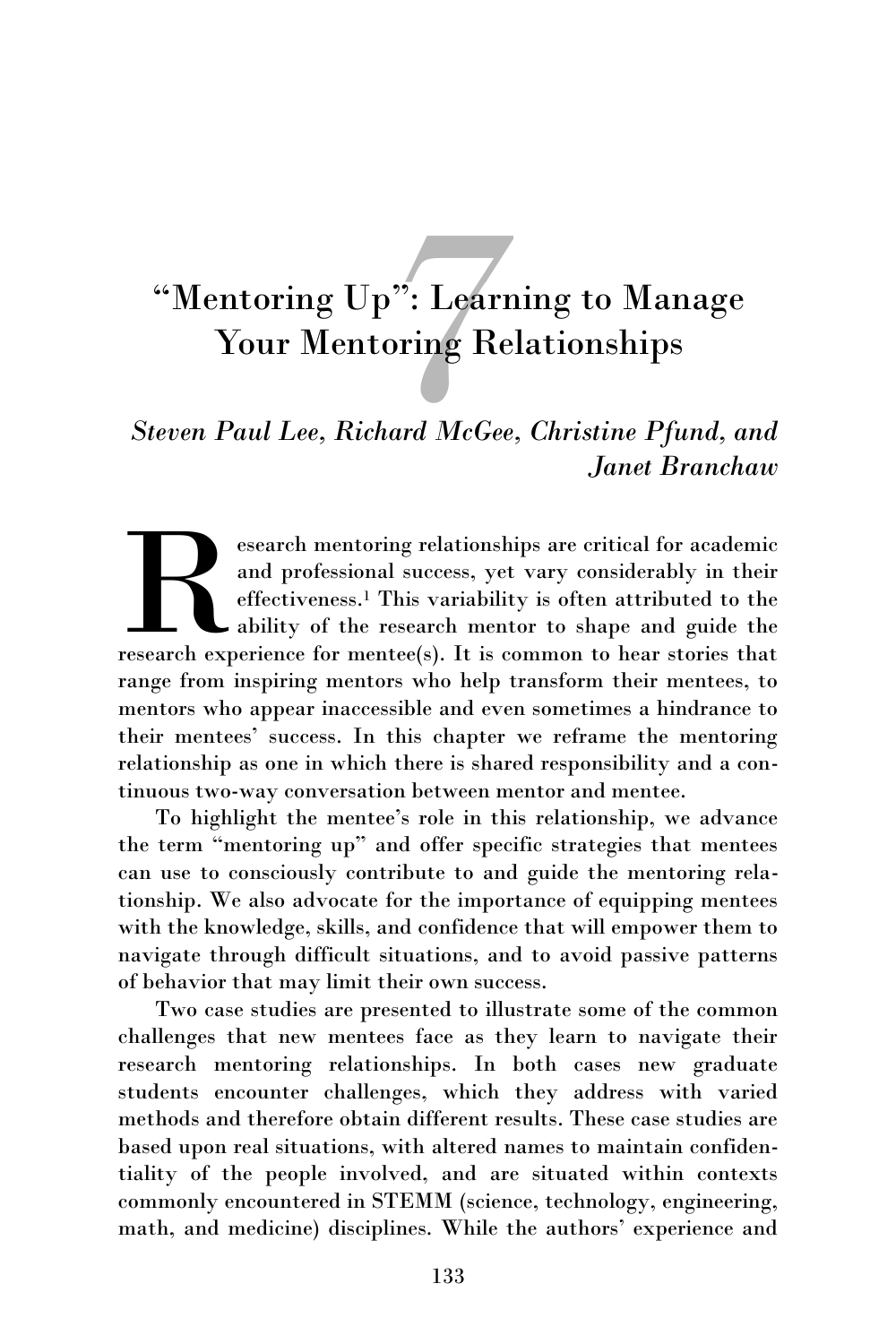# 7 "Mentoring Up": Learning to Manage Your Mentoring Relationships

*Steven Paul Lee, Richard McGee, Christine Pfund, and Janet Branchaw*

Research mentoring relationships are critical for academic and professional success, yet vary considerably in their effectiveness.[1] This variability is often attributed to the ability of the research mentor to shape and guide the research experience for mentee(s). It is common to hear stories that range from inspiring mentors who help transform their mentees, to mentors who appear inaccessible and even sometimes a hindrance to their mentees' success. In this chapter we reframe the mentoring relationship as one in which there is shared responsibility and a continuous two-way conversation between mentor and mentee.

To highlight the mentee's role in this relationship, we advance the term "mentoring up" and offer specific strategies that mentees can use to consciously contribute to and guide the mentoring relationship. We also advocate for the importance of equipping mentees with the knowledge, skills, and confidence that will empower them to navigate through difficult situations, and to avoid passive patterns of behavior that may limit their own success.

Two case studies are presented to illustrate some of the common challenges that new mentees face as they learn to navigate their research mentoring relationships. In both cases new graduate students encounter challenges, which they address with varied methods and therefore obtain different results. These case studies are based upon real situations, with altered names to maintain confidentiality of the people involved, and are situated within contexts commonly encountered in STEMM (science, technology, engineering, math, and medicine) disciplines. While the authors' experience and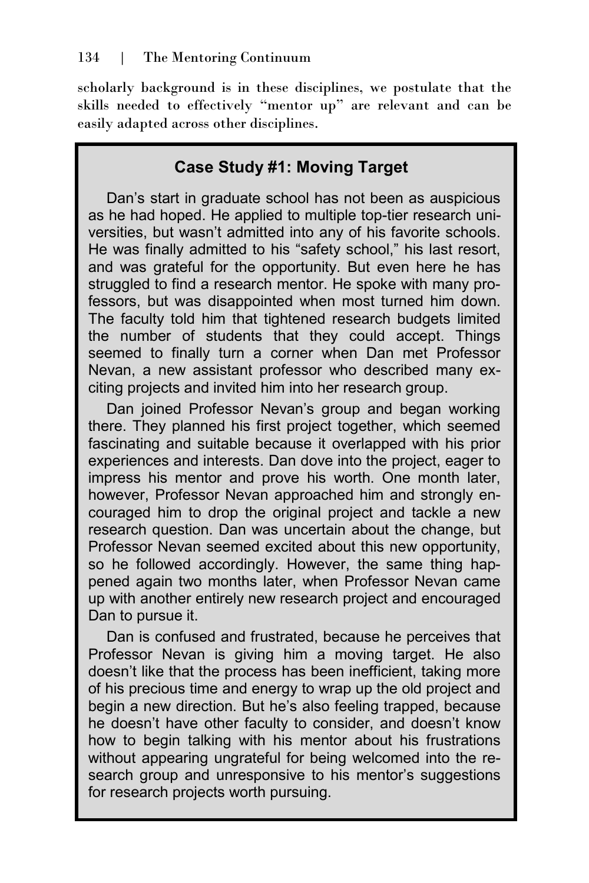scholarly background is in these disciplines, we postulate that the skills needed to effectively "mentor up" are relevant and can be easily adapted across other disciplines.

### Case Study #1: Moving Target

Dan's start in graduate school has not been as auspicious as he had hoped. He applied to multiple top-tier research universities, but wasn't admitted into any of his favorite schools. He was finally admitted to his "safety school," his last resort, and was grateful for the opportunity. But even here he has struggled to find a research mentor. He spoke with many professors, but was disappointed when most turned him down. The faculty told him that tightened research budgets limited the number of students that they could accept. Things seemed to finally turn a corner when Dan met Professor Nevan, a new assistant professor who described many exciting projects and invited him into her research group.

Dan joined Professor Nevan's group and began working there. They planned his first project together, which seemed fascinating and suitable because it overlapped with his prior experiences and interests. Dan dove into the project, eager to impress his mentor and prove his worth. One month later, however, Professor Nevan approached him and strongly encouraged him to drop the original project and tackle a new research question. Dan was uncertain about the change, but Professor Nevan seemed excited about this new opportunity, so he followed accordingly. However, the same thing happened again two months later, when Professor Nevan came up with another entirely new research project and encouraged Dan to pursue it.

Dan is confused and frustrated, because he perceives that Professor Nevan is giving him a moving target. He also doesn't like that the process has been inefficient, taking more of his precious time and energy to wrap up the old project and begin a new direction. But he's also feeling trapped, because he doesn't have other faculty to consider, and doesn't know how to begin talking with his mentor about his frustrations without appearing ungrateful for being welcomed into the research group and unresponsive to his mentor's suggestions for research projects worth pursuing.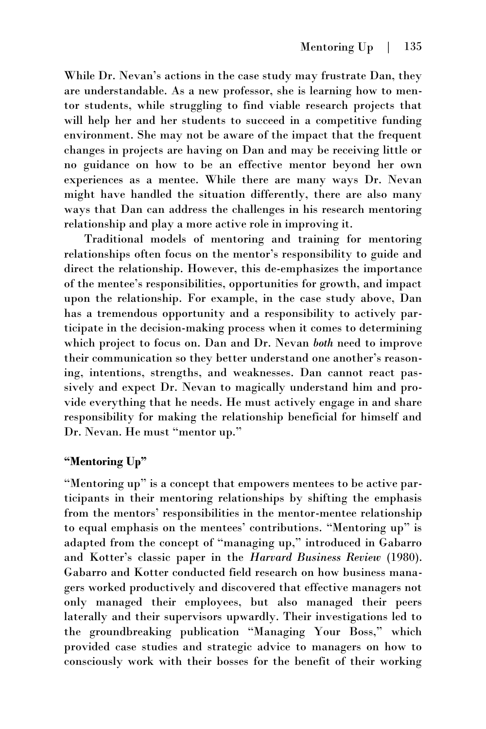While Dr. Nevan's actions in the case study may frustrate Dan, they are understandable. As a new professor, she is learning how to mentor students, while struggling to find viable research projects that will help her and her students to succeed in a competitive funding environment. She may not be aware of the impact that the frequent changes in projects are having on Dan and may be receiving little or no guidance on how to be an effective mentor beyond her own experiences as a mentee. While there are many ways Dr. Nevan might have handled the situation differently, there are also many ways that Dan can address the challenges in his research mentoring relationship and play a more active role in improving it.

Traditional models of mentoring and training for mentoring relationships often focus on the mentor's responsibility to guide and direct the relationship. However, this de-emphasizes the importance of the mentee's responsibilities, opportunities for growth, and impact upon the relationship. For example, in the case study above, Dan has a tremendous opportunity and a responsibility to actively participate in the decision-making process when it comes to determining which project to focus on. Dan and Dr. Nevan *both* need to improve their communication so they better understand one another's reasoning, intentions, strengths, and weaknesses. Dan cannot react passively and expect Dr. Nevan to magically understand him and provide everything that he needs. He must actively engage in and share responsibility for making the relationship beneficial for himself and Dr. Nevan. He must "mentor up."

## "Mentoring Up"

"Mentoring up" is a concept that empowers mentees to be active participants in their mentoring relationships by shifting the emphasis from the mentors' responsibilities in the mentor-mentee relationship to equal emphasis on the mentees' contributions. "Mentoring up" is adapted from the concept of "managing up," introduced in Gabarro and Kotter's classic paper in the *Harvard Business Review* (1980). Gabarro and Kotter conducted field research on how business managers worked productively and discovered that effective managers not only managed their employees, but also managed their peers laterally and their supervisors upwardly. Their investigations led to the groundbreaking publication "Managing Your Boss," which provided case studies and strategic advice to managers on how to consciously work with their bosses for the benefit of their working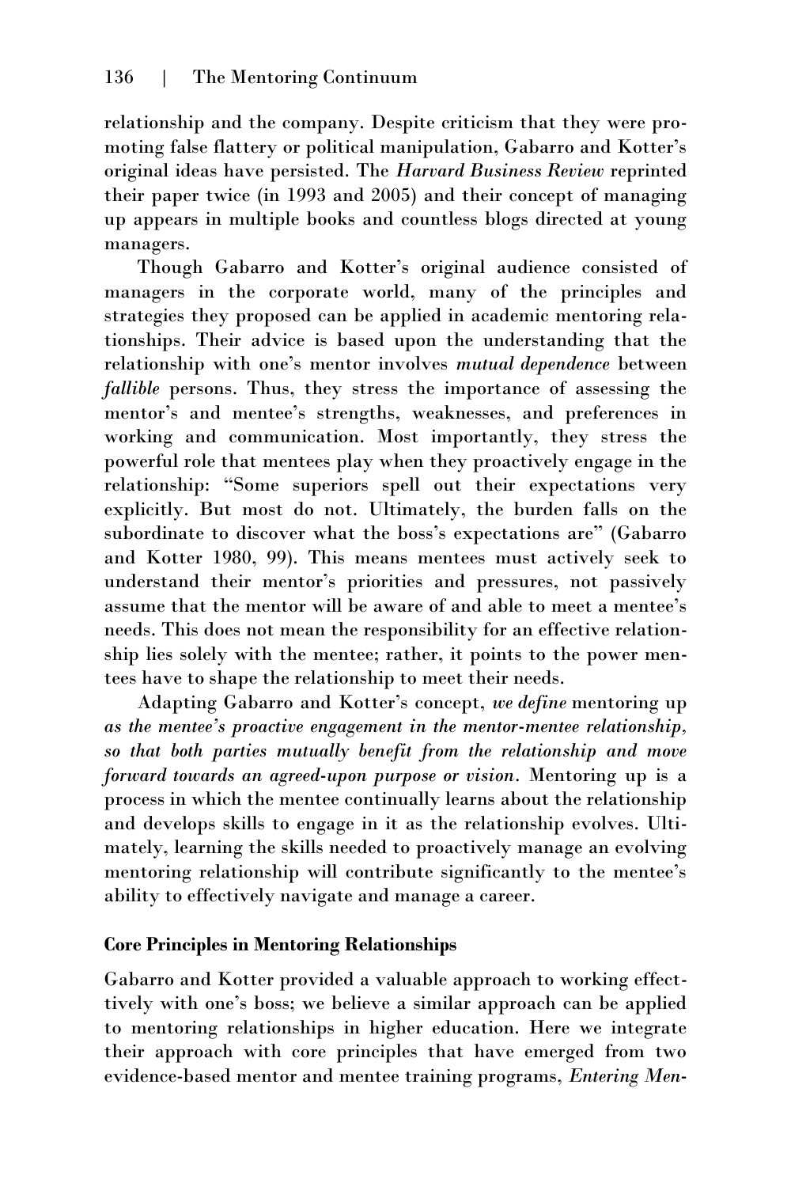relationship and the company. Despite criticism that they were promoting false flattery or political manipulation, Gabarro and Kotter's original ideas have persisted. The *Harvard Business Review* reprinted their paper twice (in 1993 and 2005) and their concept of managing up appears in multiple books and countless blogs directed at young managers.

Though Gabarro and Kotter's original audience consisted of managers in the corporate world, many of the principles and strategies they proposed can be applied in academic mentoring relationships. Their advice is based upon the understanding that the relationship with one's mentor involves *mutual dependence* between *fallible* persons. Thus, they stress the importance of assessing the mentor's and mentee's strengths, weaknesses, and preferences in working and communication. Most importantly, they stress the powerful role that mentees play when they proactively engage in the relationship: "Some superiors spell out their expectations very explicitly. But most do not. Ultimately, the burden falls on the subordinate to discover what the boss's expectations are" (Gabarro and Kotter 1980, 99). This means mentees must actively seek to understand their mentor's priorities and pressures, not passively assume that the mentor will be aware of and able to meet a mentee's needs. This does not mean the responsibility for an effective relationship lies solely with the mentee; rather, it points to the power mentees have to shape the relationship to meet their needs.

Adapting Gabarro and Kotter's concept, *we define* mentoring up *as the mentee's proactive engagement in the mentor-mentee relationship, so that both parties mutually benefit from the relationship and move forward towards an agreed-upon purpose or vision.* Mentoring up is a process in which the mentee continually learns about the relationship and develops skills to engage in it as the relationship evolves. Ultimately, learning the skills needed to proactively manage an evolving mentoring relationship will contribute significantly to the mentee's ability to effectively navigate and manage a career.

## Core Principles in Mentoring Relationships

Gabarro and Kotter provided a valuable approach to working effectively with one's boss; we believe a similar approach can be applied to mentoring relationships in higher education. Here we integrate their approach with core principles that have emerged from two evidence-based mentor and mentee training programs, *Entering Men-*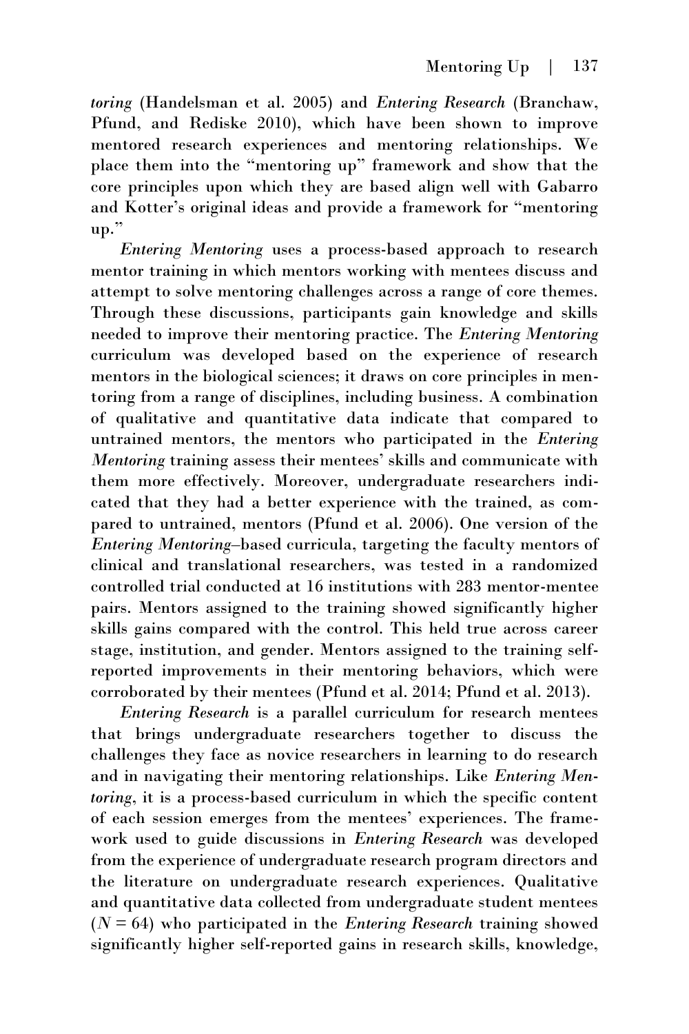*toring* (Handelsman et al. 2005) and *Entering Research* (Branchaw, Pfund, and Rediske 2010), which have been shown to improve mentored research experiences and mentoring relationships. We place them into the "mentoring up" framework and show that the core principles upon which they are based align well with Gabarro and Kotter's original ideas and provide a framework for "mentoring up."

*Entering Mentoring* uses a process-based approach to research mentor training in which mentors working with mentees discuss and attempt to solve mentoring challenges across a range of core themes. Through these discussions, participants gain knowledge and skills needed to improve their mentoring practice. The *Entering Mentoring* curriculum was developed based on the experience of research mentors in the biological sciences; it draws on core principles in mentoring from a range of disciplines, including business. A combination of qualitative and quantitative data indicate that compared to untrained mentors, the mentors who participated in the *Entering Mentoring* training assess their mentees' skills and communicate with them more effectively. Moreover, undergraduate researchers indicated that they had a better experience with the trained, as compared to untrained, mentors (Pfund et al. 2006). One version of the *Entering Mentoring*–based curricula, targeting the faculty mentors of clinical and translational researchers, was tested in a randomized controlled trial conducted at 16 institutions with 283 mentor-mentee pairs. Mentors assigned to the training showed significantly higher skills gains compared with the control. This held true across career stage, institution, and gender. Mentors assigned to the training self-reported improvements in their mentoring behaviors, which were corroborated by their mentees (Pfund et al. 2014; Pfund et al. 2013).

*Entering Research* is a parallel curriculum for research mentees that brings undergraduate researchers together to discuss the challenges they face as novice researchers in learning to do research and in navigating their mentoring relationships. Like *Entering Mentoring*, it is a process-based curriculum in which the specific content of each session emerges from the mentees' experiences. The framework used to guide discussions in *Entering Research* was developed from the experience of undergraduate research program directors and the literature on undergraduate research experiences. Qualitative and quantitative data collected from undergraduate student mentees ($N = 64$) who participated in the *Entering Research* training showed significantly higher self-reported gains in research skills, knowledge,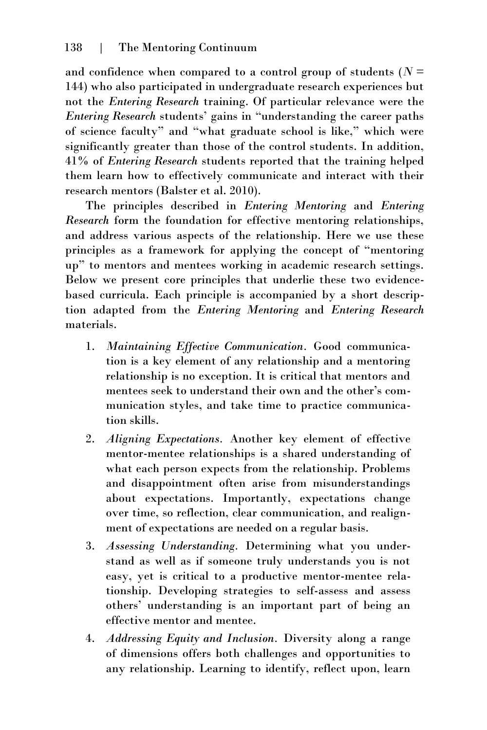and confidence when compared to a control group of students ($N$ = 144) who also participated in undergraduate research experiences but not the *Entering Research* training. Of particular relevance were the *Entering Research* students' gains in "understanding the career paths of science faculty" and "what graduate school is like," which were significantly greater than those of the control students. In addition, 41% of *Entering Research* students reported that the training helped them learn how to effectively communicate and interact with their research mentors (Balster et al. 2010).

The principles described in *Entering Mentoring* and *Entering Research* form the foundation for effective mentoring relationships, and address various aspects of the relationship. Here we use these principles as a framework for applying the concept of "mentoring up" to mentors and mentees working in academic research settings. Below we present core principles that underlie these two evidence-based curricula. Each principle is accompanied by a short description adapted from the *Entering Mentoring* and *Entering Research* materials.

1. *Maintaining Effective Communication.* Good communication is a key element of any relationship and a mentoring relationship is no exception. It is critical that mentors and mentees seek to understand their own and the other's communication styles, and take time to practice communication skills.
2. *Aligning Expectations.* Another key element of effective mentor-mentee relationships is a shared understanding of what each person expects from the relationship. Problems and disappointment often arise from misunderstandings about expectations. Importantly, expectations change over time, so reflection, clear communication, and realignment of expectations are needed on a regular basis.
3. *Assessing Understanding.* Determining what you understand as well as if someone truly understands you is not easy, yet is critical to a productive mentor-mentee relationship. Developing strategies to self-assess and assess others' understanding is an important part of being an effective mentor and mentee.
4. *Addressing Equity and Inclusion.* Diversity along a range of dimensions offers both challenges and opportunities to any relationship. Learning to identify, reflect upon, learn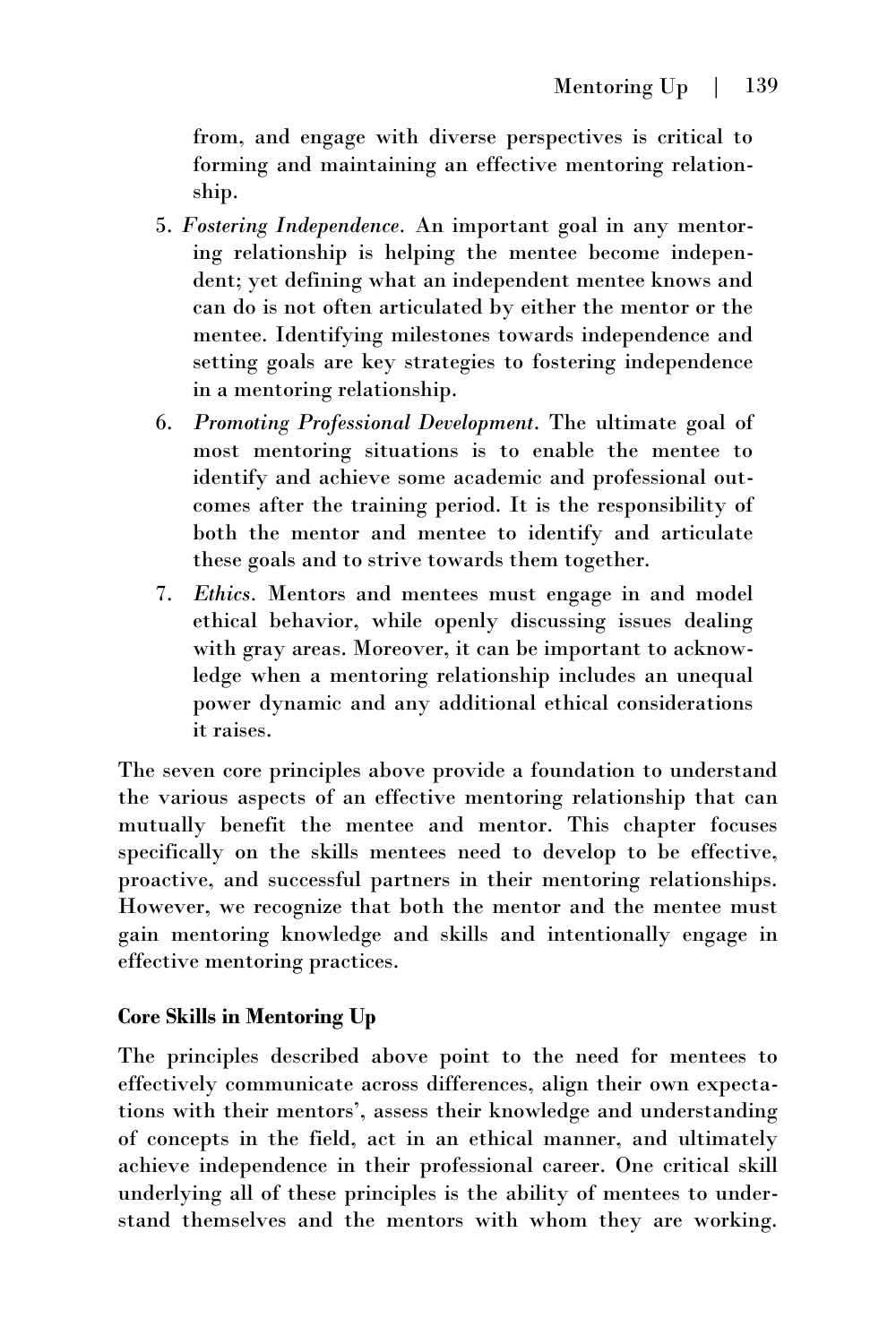from, and engage with diverse perspectives is critical to forming and maintaining an effective mentoring relationship.

5. *Fostering Independence*. An important goal in any mentoring relationship is helping the mentee become independent; yet defining what an independent mentee knows and can do is not often articulated by either the mentor or the mentee. Identifying milestones towards independence and setting goals are key strategies to fostering independence in a mentoring relationship.
6. *Promoting Professional Development*. The ultimate goal of most mentoring situations is to enable the mentee to identify and achieve some academic and professional outcomes after the training period. It is the responsibility of both the mentor and mentee to identify and articulate these goals and to strive towards them together.
7. *Ethics*. Mentors and mentees must engage in and model ethical behavior, while openly discussing issues dealing with gray areas. Moreover, it can be important to acknowledge when a mentoring relationship includes an unequal power dynamic and any additional ethical considerations it raises.

The seven core principles above provide a foundation to understand the various aspects of an effective mentoring relationship that can mutually benefit the mentee and mentor. This chapter focuses specifically on the skills mentees need to develop to be effective, proactive, and successful partners in their mentoring relationships. However, we recognize that both the mentor and the mentee must gain mentoring knowledge and skills and intentionally engage in effective mentoring practices.

**Core Skills in Mentoring Up**

The principles described above point to the need for mentees to effectively communicate across differences, align their own expectations with their mentors', assess their knowledge and understanding of concepts in the field, act in an ethical manner, and ultimately achieve independence in their professional career. One critical skill underlying all of these principles is the ability of mentees to understand themselves and the mentors with whom they are working.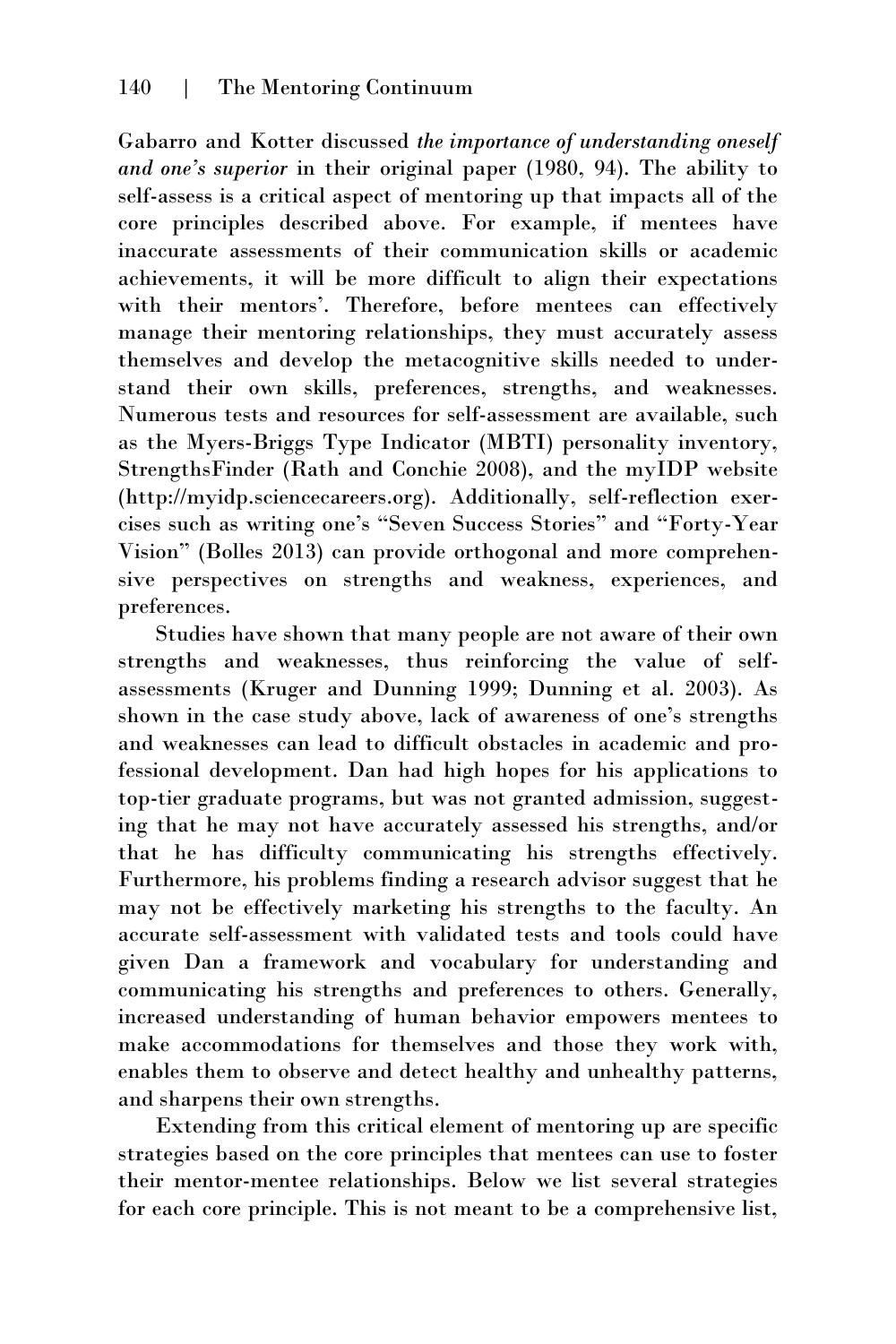Gabarro and Kotter discussed *the importance of understanding oneself and one's superior* in their original paper (1980, 94). The ability to self-assess is a critical aspect of mentoring up that impacts all of the core principles described above. For example, if mentees have inaccurate assessments of their communication skills or academic achievements, it will be more difficult to align their expectations with their mentors'. Therefore, before mentees can effectively manage their mentoring relationships, they must accurately assess themselves and develop the metacognitive skills needed to understand their own skills, preferences, strengths, and weaknesses. Numerous tests and resources for self-assessment are available, such as the Myers-Briggs Type Indicator (MBTI) personality inventory, StrengthsFinder (Rath and Conchie 2008), and the myIDP website (http://myidp.sciencecareers.org). Additionally, self-reflection exercises such as writing one's "Seven Success Stories" and "Forty-Year Vision" (Bolles 2013) can provide orthogonal and more comprehensive perspectives on strengths and weakness, experiences, and preferences.

Studies have shown that many people are not aware of their own strengths and weaknesses, thus reinforcing the value of self-assessments (Kruger and Dunning 1999; Dunning et al. 2003). As shown in the case study above, lack of awareness of one's strengths and weaknesses can lead to difficult obstacles in academic and professional development. Dan had high hopes for his applications to top-tier graduate programs, but was not granted admission, suggesting that he may not have accurately assessed his strengths, and/or that he has difficulty communicating his strengths effectively. Furthermore, his problems finding a research advisor suggest that he may not be effectively marketing his strengths to the faculty. An accurate self-assessment with validated tests and tools could have given Dan a framework and vocabulary for understanding and communicating his strengths and preferences to others. Generally, increased understanding of human behavior empowers mentees to make accommodations for themselves and those they work with, enables them to observe and detect healthy and unhealthy patterns, and sharpens their own strengths.

Extending from this critical element of mentoring up are specific strategies based on the core principles that mentees can use to foster their mentor-mentee relationships. Below we list several strategies for each core principle. This is not meant to be a comprehensive list,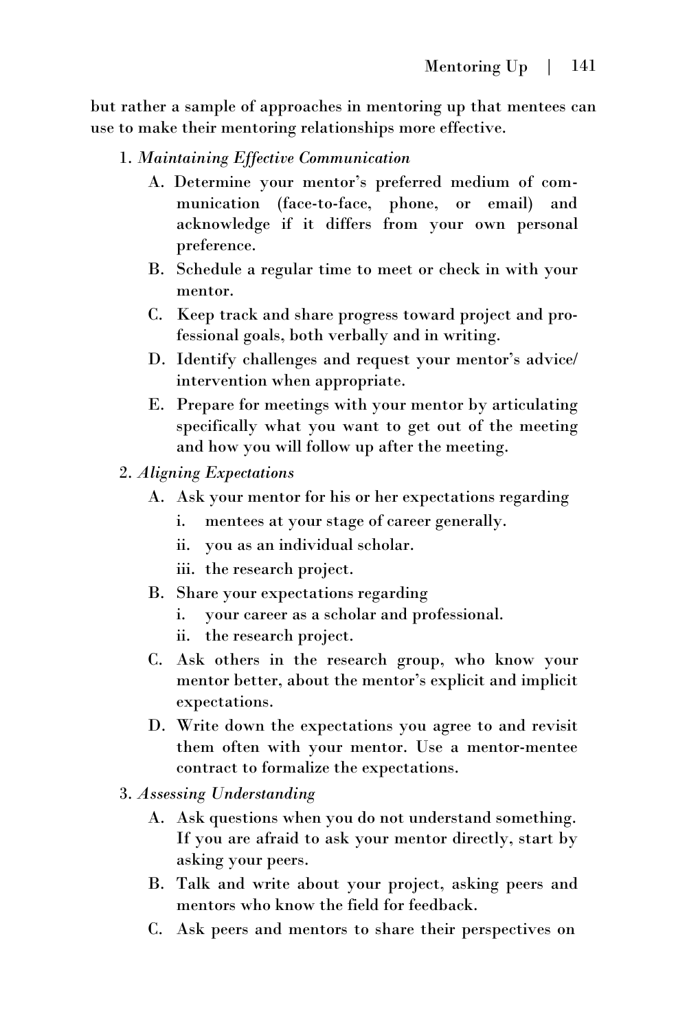but rather a sample of approaches in mentoring up that mentees can use to make their mentoring relationships more effective.

1. *Maintaining Effective Communication*
    - A. Determine your mentor's preferred medium of communication (face-to-face, phone, or email) and acknowledge if it differs from your own personal preference.
    - B. Schedule a regular time to meet or check in with your mentor.
    - C. Keep track and share progress toward project and professional goals, both verbally and in writing.
    - D. Identify challenges and request your mentor's advice/intervention when appropriate.
    - E. Prepare for meetings with your mentor by articulating specifically what you want to get out of the meeting and how you will follow up after the meeting.
2. *Aligning Expectations*
    - A. Ask your mentor for his or her expectations regarding
        - i. mentees at your stage of career generally.
        - ii. you as an individual scholar.
        - iii. the research project.
    - B. Share your expectations regarding
        - i. your career as a scholar and professional.
        - ii. the research project.
    - C. Ask others in the research group, who know your mentor better, about the mentor's explicit and implicit expectations.
    - D. Write down the expectations you agree to and revisit them often with your mentor. Use a mentor-mentee contract to formalize the expectations.
3. *Assessing Understanding*
    - A. Ask questions when you do not understand something. If you are afraid to ask your mentor directly, start by asking your peers.
    - B. Talk and write about your project, asking peers and mentors who know the field for feedback.
    - C. Ask peers and mentors to share their perspectives on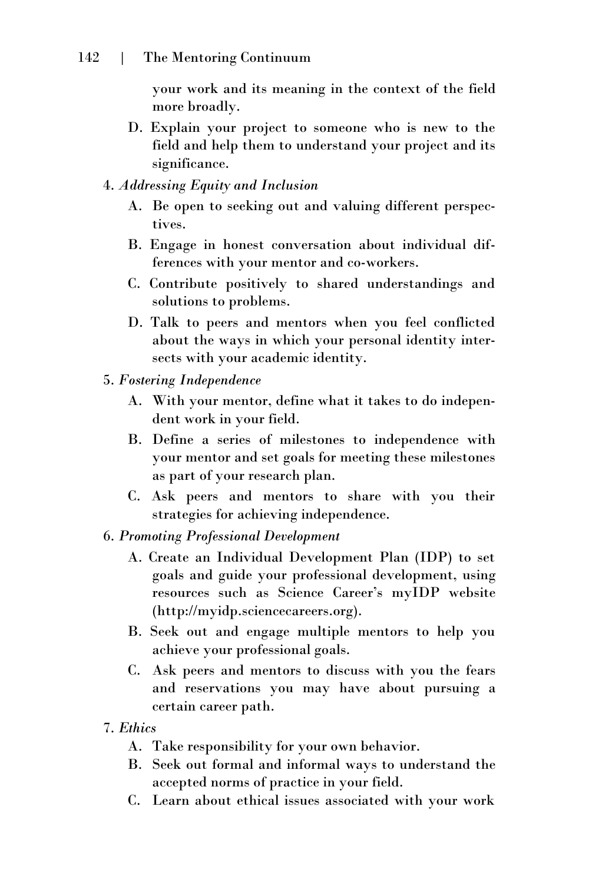your work and its meaning in the context of the field more broadly.

D. Explain your project to someone who is new to the field and help them to understand your project and its significance.

4. *Addressing Equity and Inclusion*

    A. Be open to seeking out and valuing different perspectives.

    B. Engage in honest conversation about individual differences with your mentor and co-workers.

    C. Contribute positively to shared understandings and solutions to problems.

    D. Talk to peers and mentors when you feel conflicted about the ways in which your personal identity intersects with your academic identity.

5. *Fostering Independence*

    A. With your mentor, define what it takes to do independent work in your field.

    B. Define a series of milestones to independence with your mentor and set goals for meeting these milestones as part of your research plan.

    C. Ask peers and mentors to share with you their strategies for achieving independence.

6. *Promoting Professional Development*

    A. Create an Individual Development Plan (IDP) to set goals and guide your professional development, using resources such as Science Career's myIDP website (http://myidp.sciencecareers.org).

    B. Seek out and engage multiple mentors to help you achieve your professional goals.

    C. Ask peers and mentors to discuss with you the fears and reservations you may have about pursuing a certain career path.

7. *Ethics*

    A. Take responsibility for your own behavior.

    B. Seek out formal and informal ways to understand the accepted norms of practice in your field.

    C. Learn about ethical issues associated with your work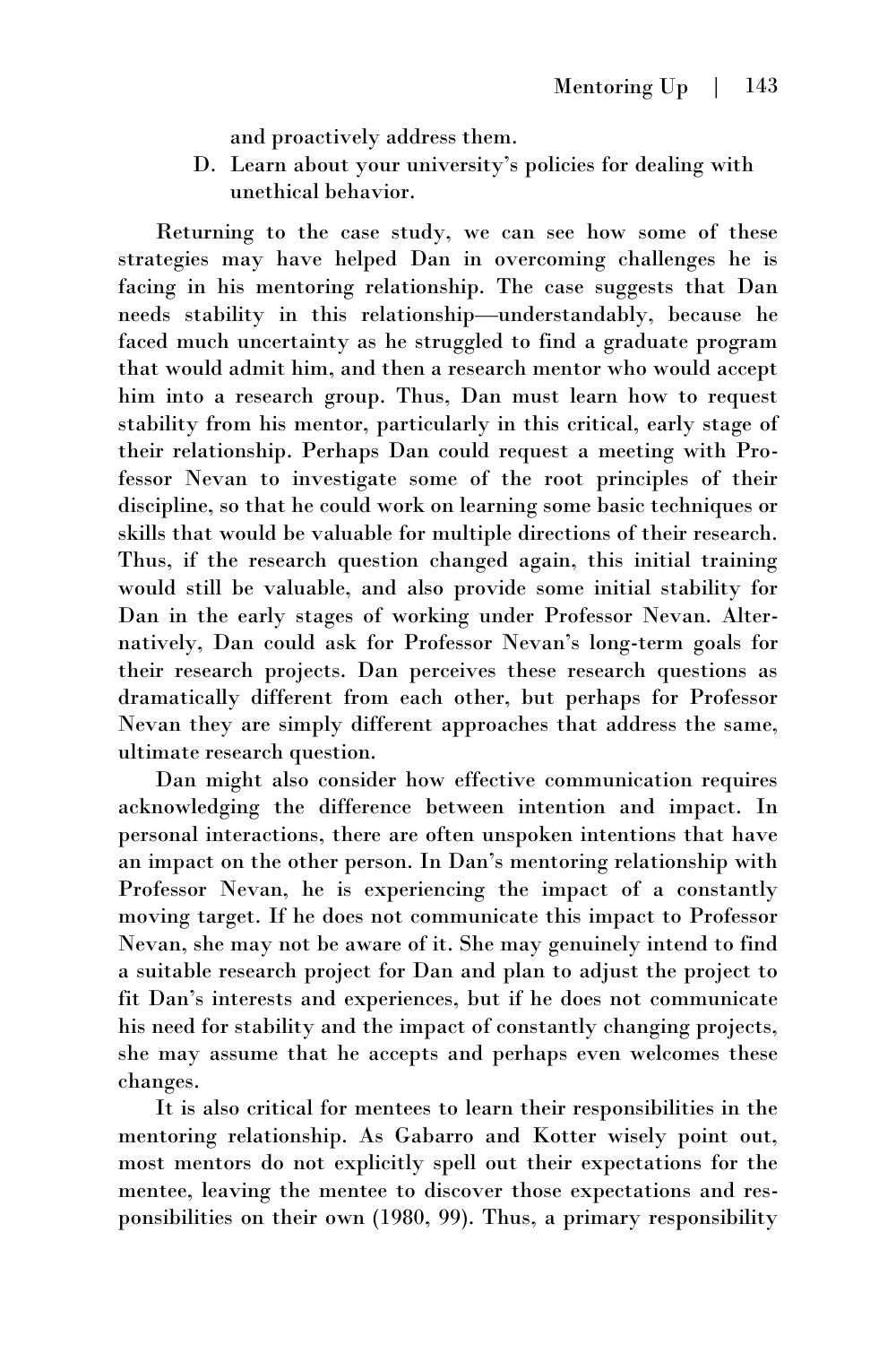and proactively address them.

D. Learn about your university's policies for dealing with unethical behavior.

Returning to the case study, we can see how some of these strategies may have helped Dan in overcoming challenges he is facing in his mentoring relationship. The case suggests that Dan needs stability in this relationship—understandably, because he faced much uncertainty as he struggled to find a graduate program that would admit him, and then a research mentor who would accept him into a research group. Thus, Dan must learn how to request stability from his mentor, particularly in this critical, early stage of their relationship. Perhaps Dan could request a meeting with Professor Nevan to investigate some of the root principles of their discipline, so that he could work on learning some basic techniques or skills that would be valuable for multiple directions of their research. Thus, if the research question changed again, this initial training would still be valuable, and also provide some initial stability for Dan in the early stages of working under Professor Nevan. Alternatively, Dan could ask for Professor Nevan's long-term goals for their research projects. Dan perceives these research questions as dramatically different from each other, but perhaps for Professor Nevan they are simply different approaches that address the same, ultimate research question.

Dan might also consider how effective communication requires acknowledging the difference between intention and impact. In personal interactions, there are often unspoken intentions that have an impact on the other person. In Dan's mentoring relationship with Professor Nevan, he is experiencing the impact of a constantly moving target. If he does not communicate this impact to Professor Nevan, she may not be aware of it. She may genuinely intend to find a suitable research project for Dan and plan to adjust the project to fit Dan's interests and experiences, but if he does not communicate his need for stability and the impact of constantly changing projects, she may assume that he accepts and perhaps even welcomes these changes.

It is also critical for mentees to learn their responsibilities in the mentoring relationship. As Gabarro and Kotter wisely point out, most mentors do not explicitly spell out their expectations for the mentee, leaving the mentee to discover those expectations and responsibilities on their own (1980, 99). Thus, a primary responsibility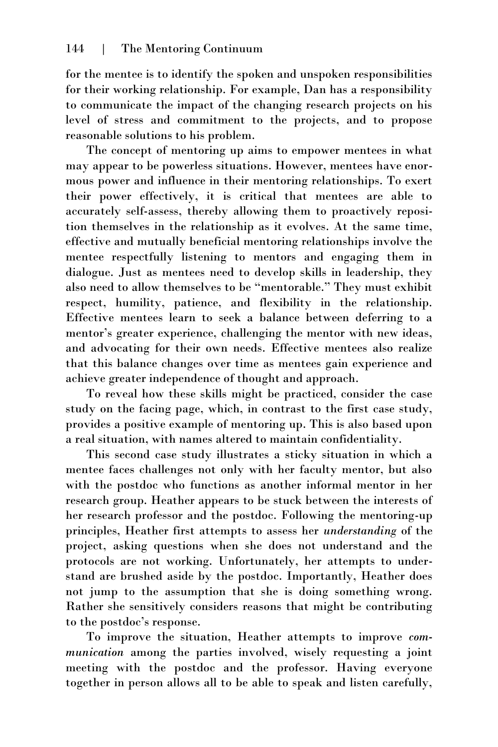for the mentee is to identify the spoken and unspoken responsibilities for their working relationship. For example, Dan has a responsibility to communicate the impact of the changing research projects on his level of stress and commitment to the projects, and to propose reasonable solutions to his problem.

The concept of mentoring up aims to empower mentees in what may appear to be powerless situations. However, mentees have enormous power and influence in their mentoring relationships. To exert their power effectively, it is critical that mentees are able to accurately self-assess, thereby allowing them to proactively reposition themselves in the relationship as it evolves. At the same time, effective and mutually beneficial mentoring relationships involve the mentee respectfully listening to mentors and engaging them in dialogue. Just as mentees need to develop skills in leadership, they also need to allow themselves to be "mentorable." They must exhibit respect, humility, patience, and flexibility in the relationship. Effective mentees learn to seek a balance between deferring to a mentor's greater experience, challenging the mentor with new ideas, and advocating for their own needs. Effective mentees also realize that this balance changes over time as mentees gain experience and achieve greater independence of thought and approach.

To reveal how these skills might be practiced, consider the case study on the facing page, which, in contrast to the first case study, provides a positive example of mentoring up. This is also based upon a real situation, with names altered to maintain confidentiality.

This second case study illustrates a sticky situation in which a mentee faces challenges not only with her faculty mentor, but also with the postdoc who functions as another informal mentor in her research group. Heather appears to be stuck between the interests of her research professor and the postdoc. Following the mentoring-up principles, Heather first attempts to assess her *understanding* of the project, asking questions when she does not understand and the protocols are not working. Unfortunately, her attempts to understand are brushed aside by the postdoc. Importantly, Heather does not jump to the assumption that she is doing something wrong. Rather she sensitively considers reasons that might be contributing to the postdoc's response.

To improve the situation, Heather attempts to improve *communication* among the parties involved, wisely requesting a joint meeting with the postdoc and the professor. Having everyone together in person allows all to be able to speak and listen carefully,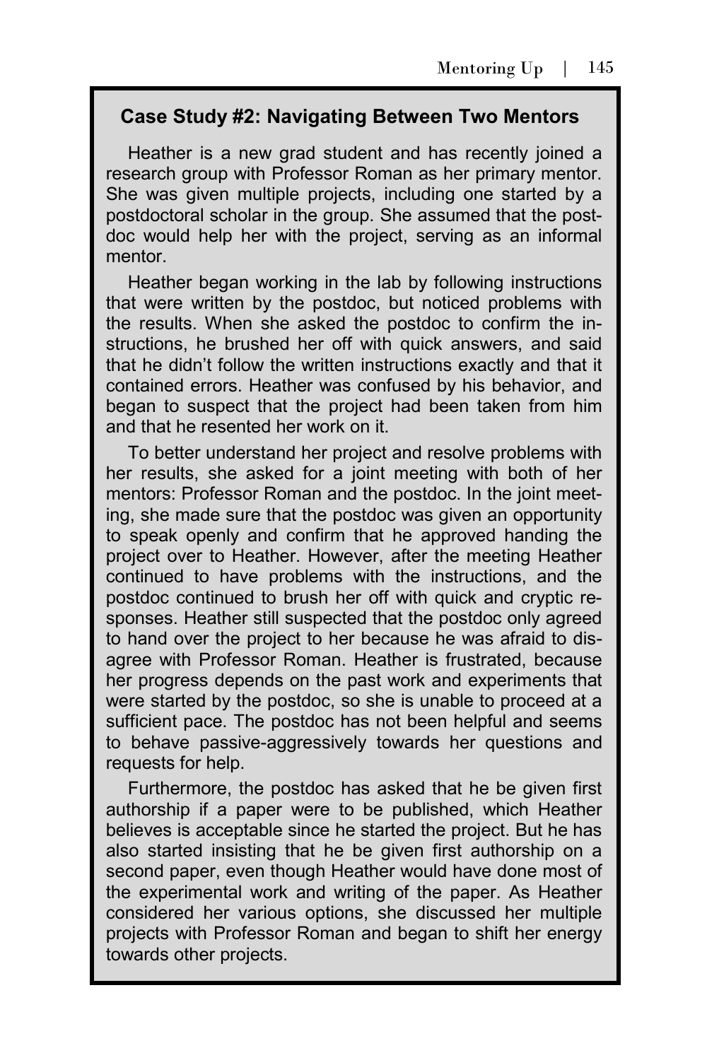### Case Study #2: Navigating Between Two Mentors

Heather is a new grad student and has recently joined a research group with Professor Roman as her primary mentor. She was given multiple projects, including one started by a postdoctoral scholar in the group. She assumed that the postdoc would help her with the project, serving as an informal mentor.

Heather began working in the lab by following instructions that were written by the postdoc, but noticed problems with the results. When she asked the postdoc to confirm the instructions, he brushed her off with quick answers, and said that he didn't follow the written instructions exactly and that it contained errors. Heather was confused by his behavior, and began to suspect that the project had been taken from him and that he resented her work on it.

To better understand her project and resolve problems with her results, she asked for a joint meeting with both of her mentors: Professor Roman and the postdoc. In the joint meeting, she made sure that the postdoc was given an opportunity to speak openly and confirm that he approved handing the project over to Heather. However, after the meeting Heather continued to have problems with the instructions, and the postdoc continued to brush her off with quick and cryptic responses. Heather still suspected that the postdoc only agreed to hand over the project to her because he was afraid to disagree with Professor Roman. Heather is frustrated, because her progress depends on the past work and experiments that were started by the postdoc, so she is unable to proceed at a sufficient pace. The postdoc has not been helpful and seems to behave passive-aggressively towards her questions and requests for help.

Furthermore, the postdoc has asked that he be given first authorship if a paper were to be published, which Heather believes is acceptable since he started the project. But he has also started insisting that he be given first authorship on a second paper, even though Heather would have done most of the experimental work and writing of the paper. As Heather considered her various options, she discussed her multiple projects with Professor Roman and began to shift her energy towards other projects.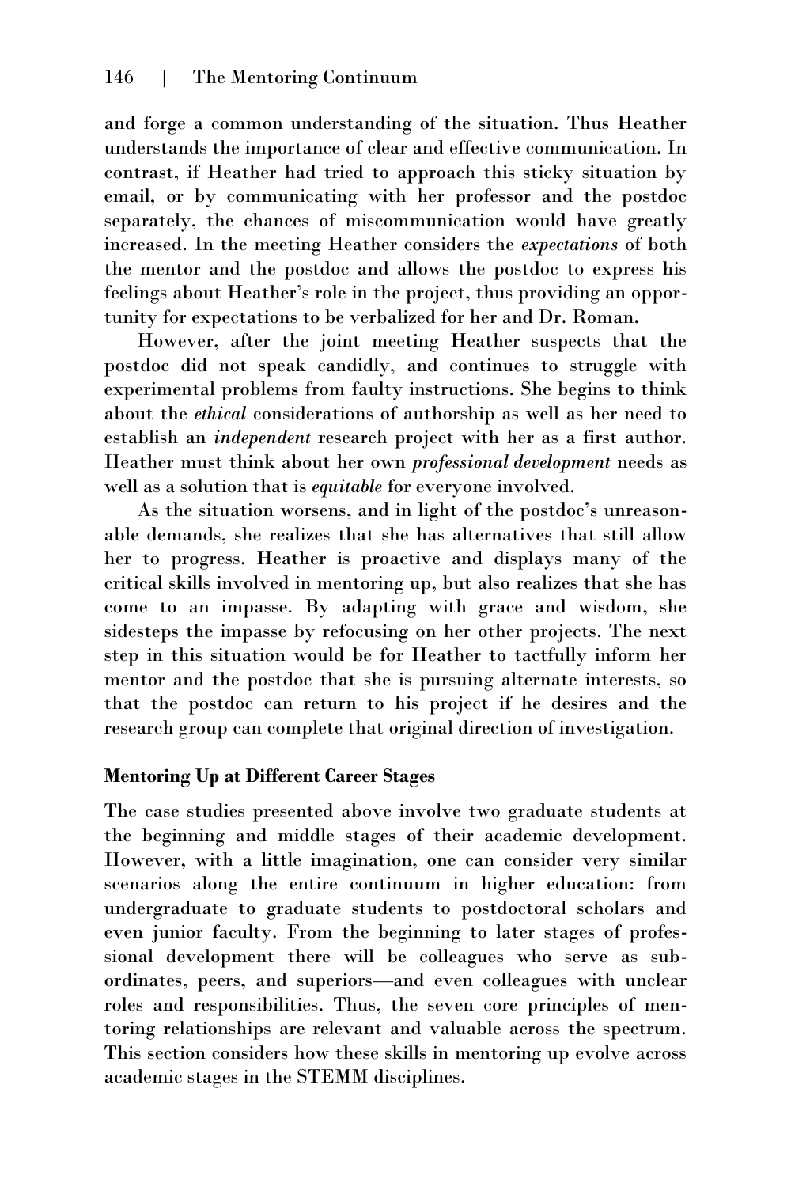and forge a common understanding of the situation. Thus Heather understands the importance of clear and effective communication. In contrast, if Heather had tried to approach this sticky situation by email, or by communicating with her professor and the postdoc separately, the chances of miscommunication would have greatly increased. In the meeting Heather considers the *expectations* of both the mentor and the postdoc and allows the postdoc to express his feelings about Heather's role in the project, thus providing an opportunity for expectations to be verbalized for her and Dr. Roman.

However, after the joint meeting Heather suspects that the postdoc did not speak candidly, and continues to struggle with experimental problems from faulty instructions. She begins to think about the *ethical* considerations of authorship as well as her need to establish an *independent* research project with her as a first author. Heather must think about her own *professional development* needs as well as a solution that is *equitable* for everyone involved.

As the situation worsens, and in light of the postdoc's unreasonable demands, she realizes that she has alternatives that still allow her to progress. Heather is proactive and displays many of the critical skills involved in mentoring up, but also realizes that she has come to an impasse. By adapting with grace and wisdom, she sidesteps the impasse by refocusing on her other projects. The next step in this situation would be for Heather to tactfully inform her mentor and the postdoc that she is pursuing alternate interests, so that the postdoc can return to his project if he desires and the research group can complete that original direction of investigation.

### Mentoring Up at Different Career Stages

The case studies presented above involve two graduate students at the beginning and middle stages of their academic development. However, with a little imagination, one can consider very similar scenarios along the entire continuum in higher education: from undergraduate to graduate students to postdoctoral scholars and even junior faculty. From the beginning to later stages of professional development there will be colleagues who serve as subordinates, peers, and superiors—and even colleagues with unclear roles and responsibilities. Thus, the seven core principles of mentoring relationships are relevant and valuable across the spectrum. This section considers how these skills in mentoring up evolve across academic stages in the STEMM disciplines.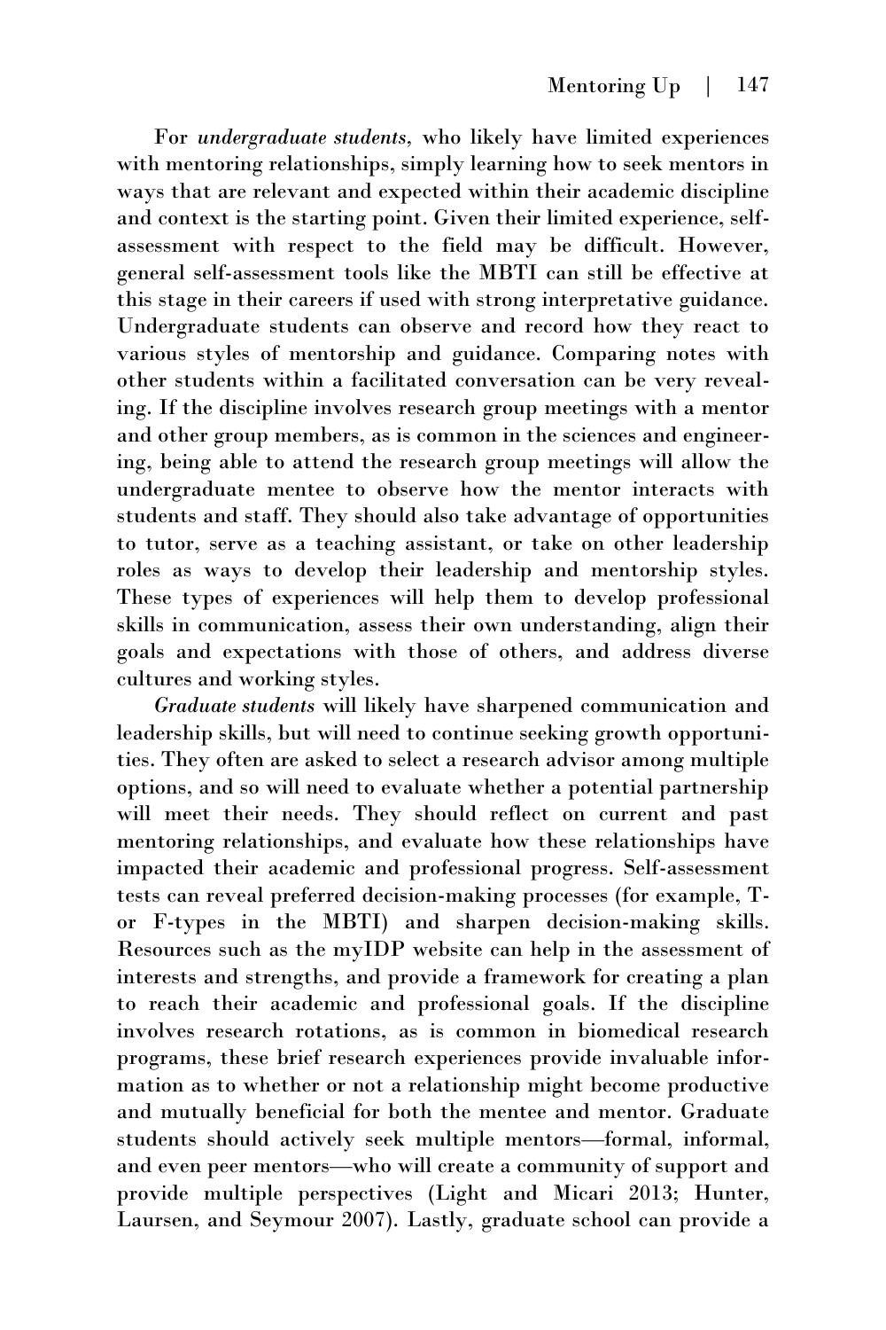For *undergraduate students,* who likely have limited experiences with mentoring relationships, simply learning how to seek mentors in ways that are relevant and expected within their academic discipline and context is the starting point. Given their limited experience, self-assessment with respect to the field may be difficult. However, general self-assessment tools like the MBTI can still be effective at this stage in their careers if used with strong interpretative guidance. Undergraduate students can observe and record how they react to various styles of mentorship and guidance. Comparing notes with other students within a facilitated conversation can be very revealing. If the discipline involves research group meetings with a mentor and other group members, as is common in the sciences and engineering, being able to attend the research group meetings will allow the undergraduate mentee to observe how the mentor interacts with students and staff. They should also take advantage of opportunities to tutor, serve as a teaching assistant, or take on other leadership roles as ways to develop their leadership and mentorship styles. These types of experiences will help them to develop professional skills in communication, assess their own understanding, align their goals and expectations with those of others, and address diverse cultures and working styles.

*Graduate students* will likely have sharpened communication and leadership skills, but will need to continue seeking growth opportunities. They often are asked to select a research advisor among multiple options, and so will need to evaluate whether a potential partnership will meet their needs. They should reflect on current and past mentoring relationships, and evaluate how these relationships have impacted their academic and professional progress. Self-assessment tests can reveal preferred decision-making processes (for example, T- or F-types in the MBTI) and sharpen decision-making skills. Resources such as the myIDP website can help in the assessment of interests and strengths, and provide a framework for creating a plan to reach their academic and professional goals. If the discipline involves research rotations, as is common in biomedical research programs, these brief research experiences provide invaluable information as to whether or not a relationship might become productive and mutually beneficial for both the mentee and mentor. Graduate students should actively seek multiple mentors—formal, informal, and even peer mentors—who will create a community of support and provide multiple perspectives (Light and Micari 2013; Hunter, Laursen, and Seymour 2007). Lastly, graduate school can provide a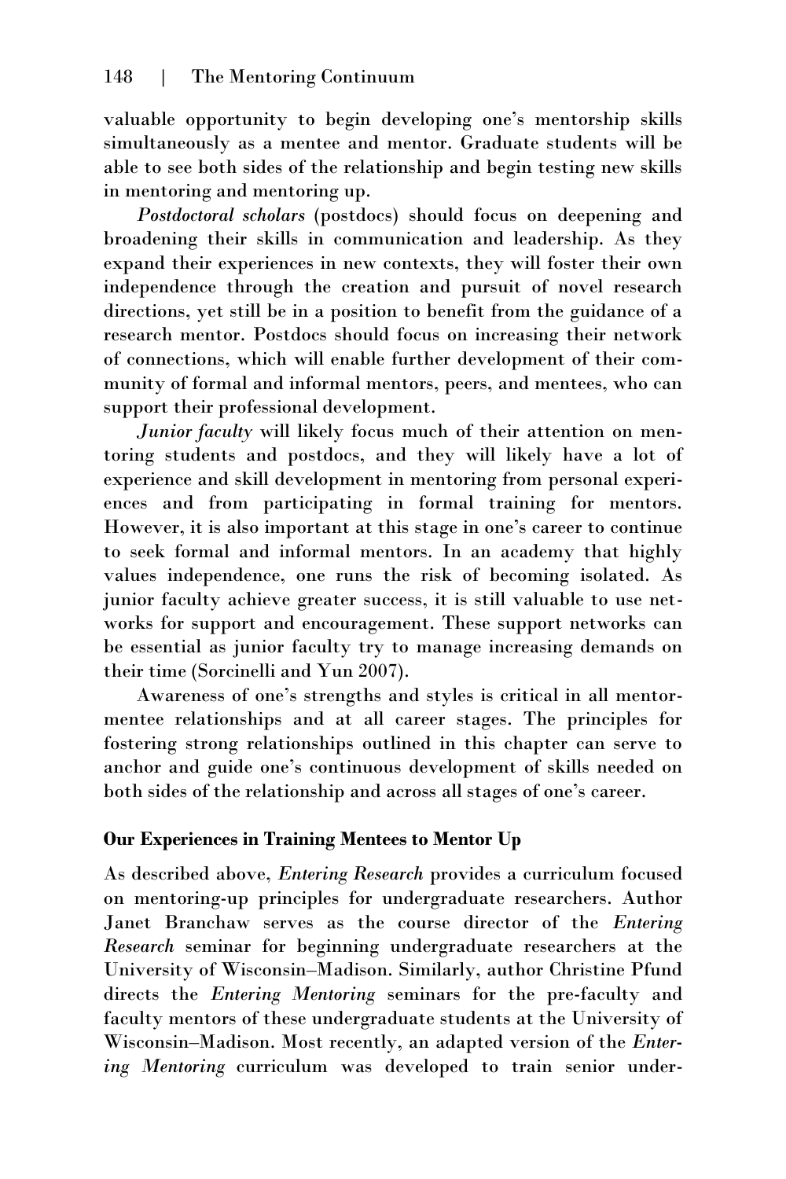valuable opportunity to begin developing one's mentorship skills simultaneously as a mentee and mentor. Graduate students will be able to see both sides of the relationship and begin testing new skills in mentoring and mentoring up.

*Postdoctoral scholars* (postdocs) should focus on deepening and broadening their skills in communication and leadership. As they expand their experiences in new contexts, they will foster their own independence through the creation and pursuit of novel research directions, yet still be in a position to benefit from the guidance of a research mentor. Postdocs should focus on increasing their network of connections, which will enable further development of their community of formal and informal mentors, peers, and mentees, who can support their professional development.

*Junior faculty* will likely focus much of their attention on mentoring students and postdocs, and they will likely have a lot of experience and skill development in mentoring from personal experiences and from participating in formal training for mentors. However, it is also important at this stage in one's career to continue to seek formal and informal mentors. In an academy that highly values independence, one runs the risk of becoming isolated. As junior faculty achieve greater success, it is still valuable to use networks for support and encouragement. These support networks can be essential as junior faculty try to manage increasing demands on their time (Sorcinelli and Yun 2007).

Awareness of one's strengths and styles is critical in all mentor-mentee relationships and at all career stages. The principles for fostering strong relationships outlined in this chapter can serve to anchor and guide one's continuous development of skills needed on both sides of the relationship and across all stages of one's career.

**Our Experiences in Training Mentees to Mentor Up**

As described above, *Entering Research* provides a curriculum focused on mentoring-up principles for undergraduate researchers. Author Janet Branchaw serves as the course director of the *Entering Research* seminar for beginning undergraduate researchers at the University of Wisconsin–Madison. Similarly, author Christine Pfund directs the *Entering Mentoring* seminars for the pre-faculty and faculty mentors of these undergraduate students at the University of Wisconsin–Madison. Most recently, an adapted version of the *Entering Mentoring* curriculum was developed to train senior under-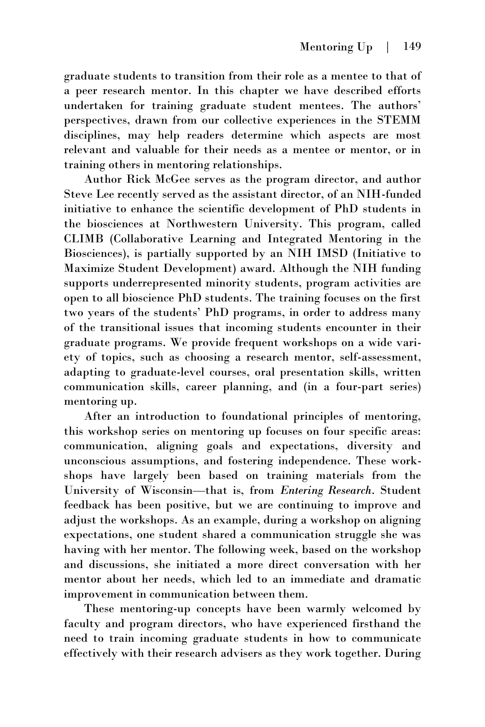graduate students to transition from their role as a mentee to that of a peer research mentor. In this chapter we have described efforts undertaken for training graduate student mentees. The authors' perspectives, drawn from our collective experiences in the STEMM disciplines, may help readers determine which aspects are most relevant and valuable for their needs as a mentee or mentor, or in training others in mentoring relationships.

Author Rick McGee serves as the program director, and author Steve Lee recently served as the assistant director, of an NIH-funded initiative to enhance the scientific development of PhD students in the biosciences at Northwestern University. This program, called CLIMB (Collaborative Learning and Integrated Mentoring in the Biosciences), is partially supported by an NIH IMSD (Initiative to Maximize Student Development) award. Although the NIH funding supports underrepresented minority students, program activities are open to all bioscience PhD students. The training focuses on the first two years of the students' PhD programs, in order to address many of the transitional issues that incoming students encounter in their graduate programs. We provide frequent workshops on a wide variety of topics, such as choosing a research mentor, self-assessment, adapting to graduate-level courses, oral presentation skills, written communication skills, career planning, and (in a four-part series) mentoring up.

After an introduction to foundational principles of mentoring, this workshop series on mentoring up focuses on four specific areas: communication, aligning goals and expectations, diversity and unconscious assumptions, and fostering independence. These workshops have largely been based on training materials from the University of Wisconsin—that is, from *Entering Research*. Student feedback has been positive, but we are continuing to improve and adjust the workshops. As an example, during a workshop on aligning expectations, one student shared a communication struggle she was having with her mentor. The following week, based on the workshop and discussions, she initiated a more direct conversation with her mentor about her needs, which led to an immediate and dramatic improvement in communication between them.

These mentoring-up concepts have been warmly welcomed by faculty and program directors, who have experienced firsthand the need to train incoming graduate students in how to communicate effectively with their research advisers as they work together. During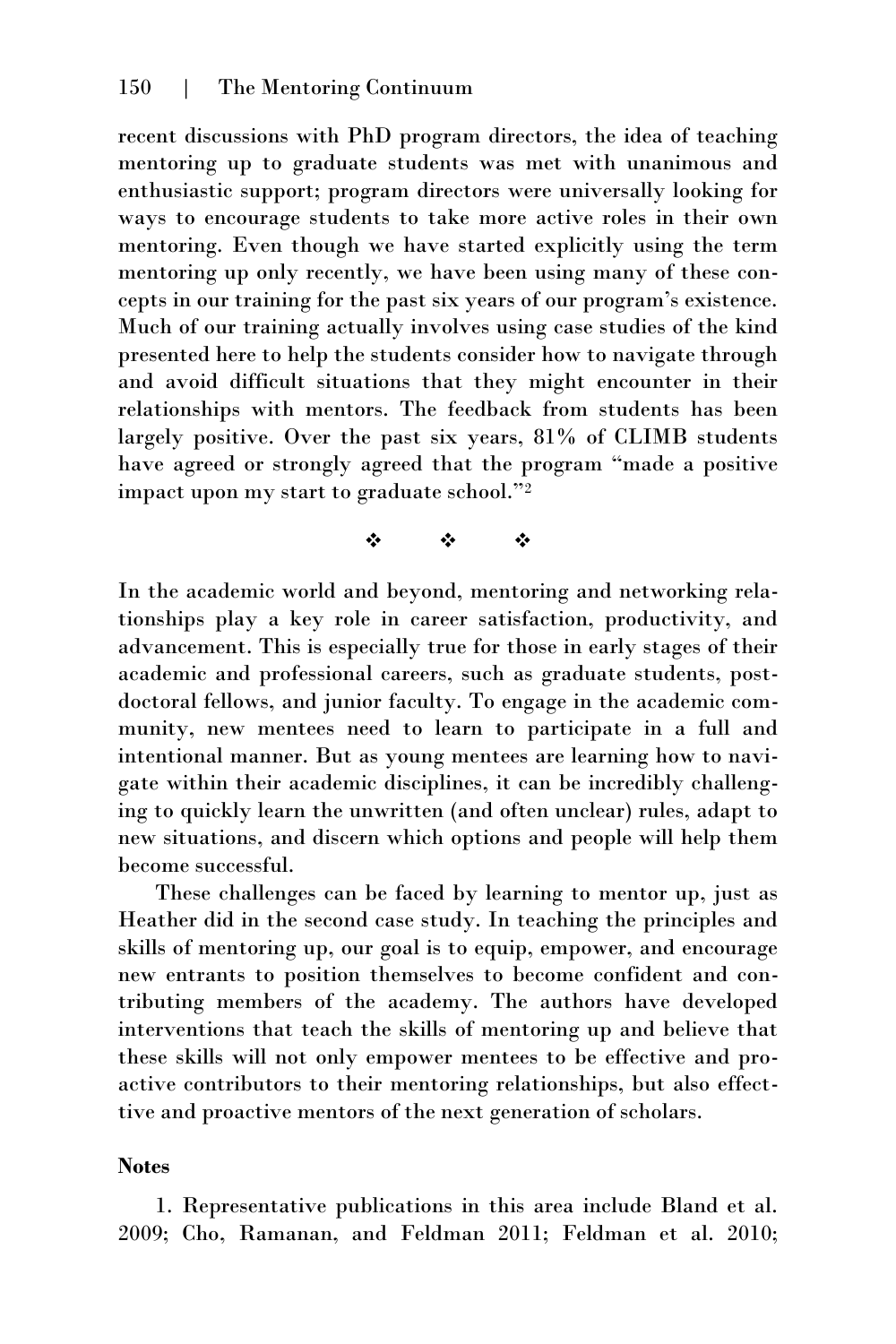recent discussions with PhD program directors, the idea of teaching mentoring up to graduate students was met with unanimous and enthusiastic support; program directors were universally looking for ways to encourage students to take more active roles in their own mentoring. Even though we have started explicitly using the term mentoring up only recently, we have been using many of these concepts in our training for the past six years of our program's existence. Much of our training actually involves using case studies of the kind presented here to help the students consider how to navigate through and avoid difficult situations that they might encounter in their relationships with mentors. The feedback from students has been largely positive. Over the past six years, 81% of CLIMB students have agreed or strongly agreed that the program "made a positive impact upon my start to graduate school."[2]

❖ ❖ ❖

In the academic world and beyond, mentoring and networking relationships play a key role in career satisfaction, productivity, and advancement. This is especially true for those in early stages of their academic and professional careers, such as graduate students, postdoctoral fellows, and junior faculty. To engage in the academic community, new mentees need to learn to participate in a full and intentional manner. But as young mentees are learning how to navigate within their academic disciplines, it can be incredibly challenging to quickly learn the unwritten (and often unclear) rules, adapt to new situations, and discern which options and people will help them become successful.

These challenges can be faced by learning to mentor up, just as Heather did in the second case study. In teaching the principles and skills of mentoring up, our goal is to equip, empower, and encourage new entrants to position themselves to become confident and contributing members of the academy. The authors have developed interventions that teach the skills of mentoring up and believe that these skills will not only empower mentees to be effective and proactive contributors to their mentoring relationships, but also effecttive and proactive mentors of the next generation of scholars.

**Notes**

1. Representative publications in this area include Bland et al. 2009; Cho, Ramanan, and Feldman 2011; Feldman et al. 2010;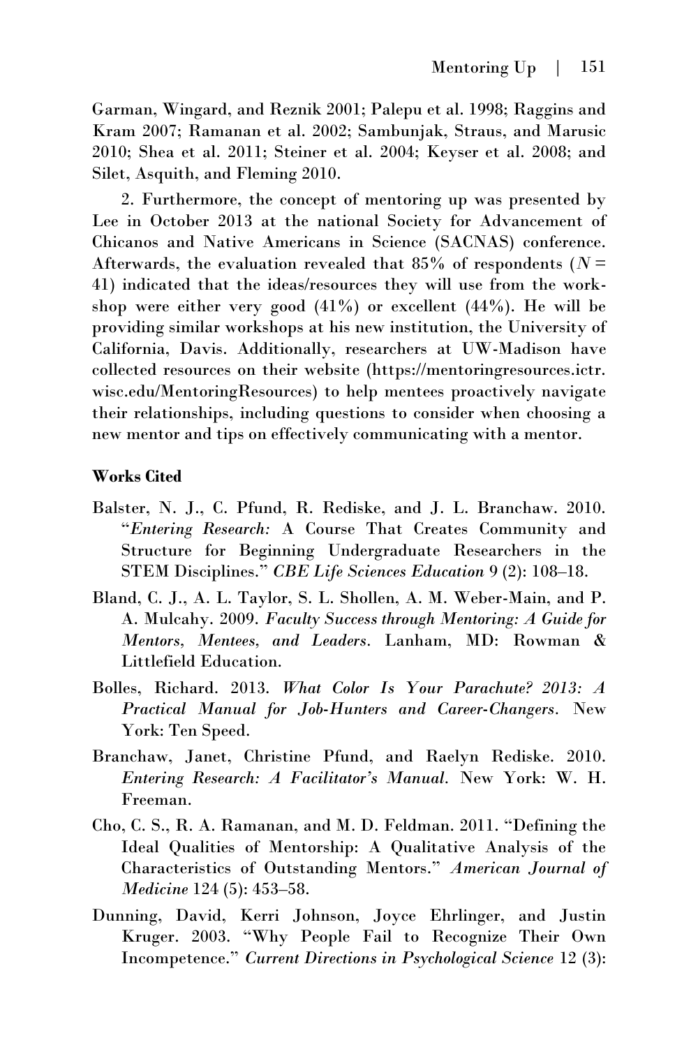Garman, Wingard, and Reznik 2001; Palepu et al. 1998; Raggins and Kram 2007; Ramanan et al. 2002; Sambunjak, Straus, and Marusic 2010; Shea et al. 2011; Steiner et al. 2004; Keyser et al. 2008; and Silet, Asquith, and Fleming 2010.

2. Furthermore, the concept of mentoring up was presented by Lee in October 2013 at the national Society for Advancement of Chicanos and Native Americans in Science (SACNAS) conference. Afterwards, the evaluation revealed that 85% of respondents ($N$ = 41) indicated that the ideas/resources they will use from the workshop were either very good (41%) or excellent (44%). He will be providing similar workshops at his new institution, the University of California, Davis. Additionally, researchers at UW-Madison have collected resources on their website (https://mentoringresources.ictr.wisc.edu/MentoringResources) to help mentees proactively navigate their relationships, including questions to consider when choosing a new mentor and tips on effectively communicating with a mentor.

### Works Cited

Balster, N. J., C. Pfund, R. Rediske, and J. L. Branchaw. 2010. "*Entering Research:* A Course That Creates Community and Structure for Beginning Undergraduate Researchers in the STEM Disciplines." *CBE Life Sciences Education* 9 (2): 108–18.

Bland, C. J., A. L. Taylor, S. L. Shollen, A. M. Weber-Main, and P. A. Mulcahy. 2009. *Faculty Success through Mentoring: A Guide for Mentors, Mentees, and Leaders*. Lanham, MD: Rowman & Littlefield Education.

Bolles, Richard. 2013. *What Color Is Your Parachute? 2013: A Practical Manual for Job-Hunters and Career-Changers*. New York: Ten Speed.

Branchaw, Janet, Christine Pfund, and Raelyn Rediske. 2010. *Entering Research: A Facilitator's Manual*. New York: W. H. Freeman.

Cho, C. S., R. A. Ramanan, and M. D. Feldman. 2011. "Defining the Ideal Qualities of Mentorship: A Qualitative Analysis of the Characteristics of Outstanding Mentors." *American Journal of Medicine* 124 (5): 453–58.

Dunning, David, Kerri Johnson, Joyce Ehrlinger, and Justin Kruger. 2003. "Why People Fail to Recognize Their Own Incompetence." *Current Directions in Psychological Science* 12 (3):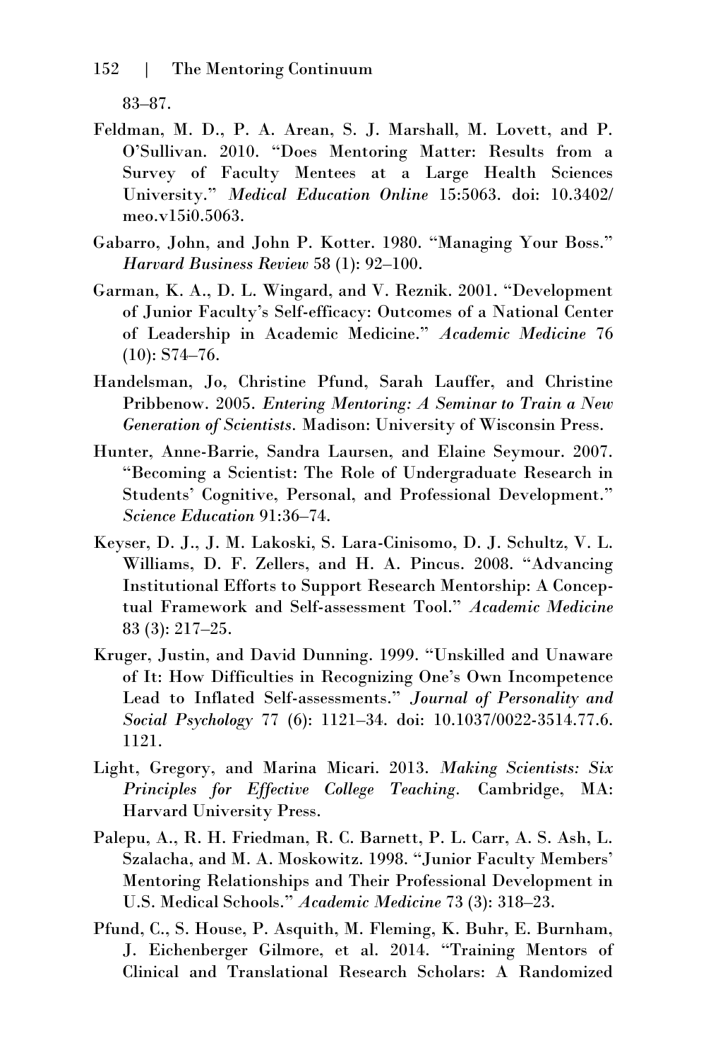83–87.

Feldman, M. D., P. A. Arean, S. J. Marshall, M. Lovett, and P. O'Sullivan. 2010. "Does Mentoring Matter: Results from a Survey of Faculty Mentees at a Large Health Sciences University." *Medical Education Online* 15:5063. doi: 10.3402/meo.v15i0.5063.

Gabarro, John, and John P. Kotter. 1980. "Managing Your Boss." *Harvard Business Review* 58 (1): 92–100.

Garman, K. A., D. L. Wingard, and V. Reznik. 2001. "Development of Junior Faculty's Self-efficacy: Outcomes of a National Center of Leadership in Academic Medicine." *Academic Medicine* 76 (10): S74–76.

Handelsman, Jo, Christine Pfund, Sarah Lauffer, and Christine Pribbenow. 2005. *Entering Mentoring: A Seminar to Train a New Generation of Scientists.* Madison: University of Wisconsin Press.

Hunter, Anne-Barrie, Sandra Laursen, and Elaine Seymour. 2007. "Becoming a Scientist: The Role of Undergraduate Research in Students' Cognitive, Personal, and Professional Development." *Science Education* 91:36–74.

Keyser, D. J., J. M. Lakoski, S. Lara-Cinisomo, D. J. Schultz, V. L. Williams, D. F. Zellers, and H. A. Pincus. 2008. "Advancing Institutional Efforts to Support Research Mentorship: A Conceptual Framework and Self-assessment Tool." *Academic Medicine* 83 (3): 217–25.

Kruger, Justin, and David Dunning. 1999. "Unskilled and Unaware of It: How Difficulties in Recognizing One's Own Incompetence Lead to Inflated Self-assessments." *Journal of Personality and Social Psychology* 77 (6): 1121–34. doi: 10.1037/0022-3514.77.6.1121.

Light, Gregory, and Marina Micari. 2013. *Making Scientists: Six Principles for Effective College Teaching*. Cambridge, MA: Harvard University Press.

Palepu, A., R. H. Friedman, R. C. Barnett, P. L. Carr, A. S. Ash, L. Szalacha, and M. A. Moskowitz. 1998. "Junior Faculty Members' Mentoring Relationships and Their Professional Development in U.S. Medical Schools." *Academic Medicine* 73 (3): 318–23.

Pfund, C., S. House, P. Asquith, M. Fleming, K. Buhr, E. Burnham, J. Eichenberger Gilmore, et al. 2014. "Training Mentors of Clinical and Translational Research Scholars: A Randomized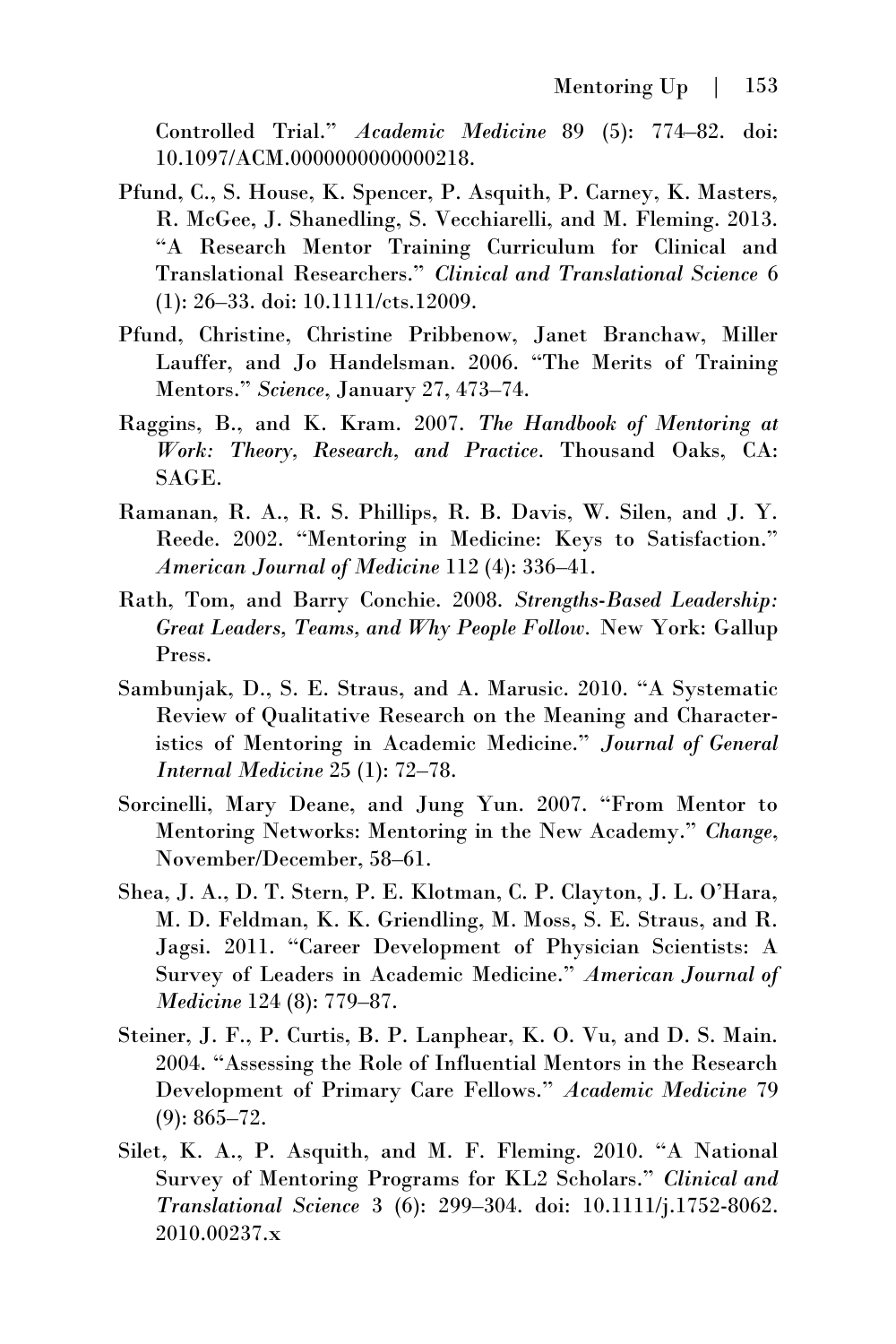Controlled Trial." *Academic Medicine* 89 (5): 774–82. doi: 10.1097/ACM.0000000000000218.

Pfund, C., S. House, K. Spencer, P. Asquith, P. Carney, K. Masters, R. McGee, J. Shanedling, S. Vecchiarelli, and M. Fleming. 2013. "A Research Mentor Training Curriculum for Clinical and Translational Researchers." *Clinical and Translational Science* 6 (1): 26–33. doi: 10.1111/cts.12009.

Pfund, Christine, Christine Pribbenow, Janet Branchaw, Miller Lauffer, and Jo Handelsman. 2006. "The Merits of Training Mentors." *Science*, January 27, 473–74.

Raggins, B., and K. Kram. 2007. *The Handbook of Mentoring at Work: Theory, Research, and Practice*. Thousand Oaks, CA: SAGE.

Ramanan, R. A., R. S. Phillips, R. B. Davis, W. Silen, and J. Y. Reede. 2002. "Mentoring in Medicine: Keys to Satisfaction." *American Journal of Medicine* 112 (4): 336–41.

Rath, Tom, and Barry Conchie. 2008. *Strengths-Based Leadership: Great Leaders, Teams, and Why People Follow*. New York: Gallup Press.

Sambunjak, D., S. E. Straus, and A. Marusic. 2010. "A Systematic Review of Qualitative Research on the Meaning and Characteristics of Mentoring in Academic Medicine." *Journal of General Internal Medicine* 25 (1): 72–78.

Sorcinelli, Mary Deane, and Jung Yun. 2007. "From Mentor to Mentoring Networks: Mentoring in the New Academy." *Change*, November/December, 58–61.

Shea, J. A., D. T. Stern, P. E. Klotman, C. P. Clayton, J. L. O'Hara, M. D. Feldman, K. K. Griendling, M. Moss, S. E. Straus, and R. Jagsi. 2011. "Career Development of Physician Scientists: A Survey of Leaders in Academic Medicine." *American Journal of Medicine* 124 (8): 779–87.

Steiner, J. F., P. Curtis, B. P. Lanphear, K. O. Vu, and D. S. Main. 2004. "Assessing the Role of Influential Mentors in the Research Development of Primary Care Fellows." *Academic Medicine* 79 (9): 865–72.

Silet, K. A., P. Asquith, and M. F. Fleming. 2010. "A National Survey of Mentoring Programs for KL2 Scholars." *Clinical and Translational Science* 3 (6): 299–304. doi: 10.1111/j.1752-8062.2010.00237.x